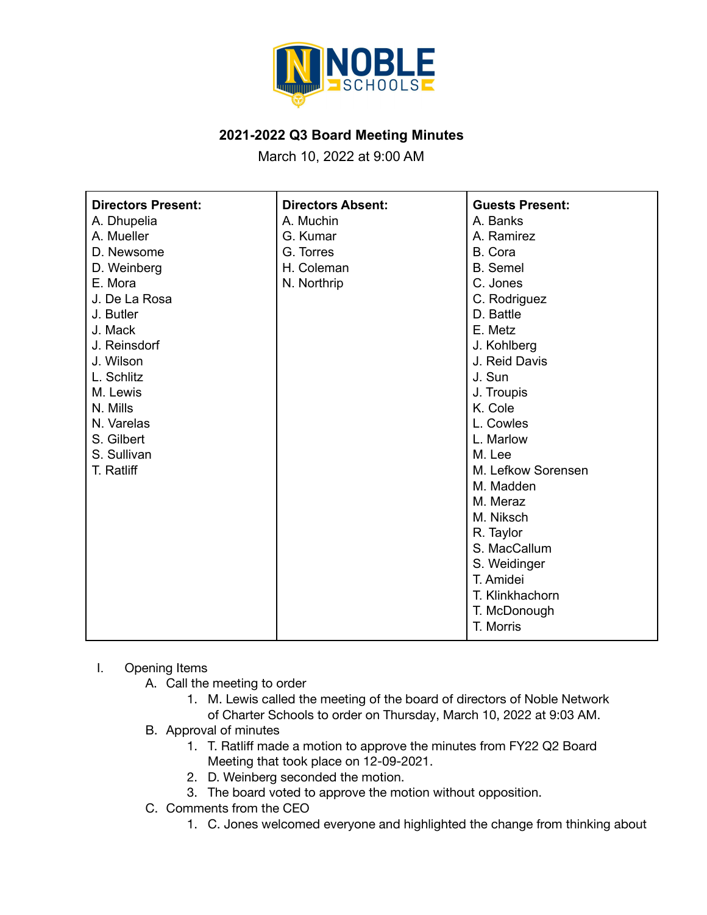# 2021-2022 Q3 Board Meeting Minutes

March 10, 2022 at 9:00 AM

| Directors Present: | Directors Absent: | Guests Present: |
|---|---|---|
| A. Dhupelia | A. Muchin | A. Banks |
| A. Mueller | G. Kumar | A. Ramirez |
| D. Newsome | G. Torres | B. Cora |
| D. Weinberg | H. Coleman | B. Semel |
| E. Mora | N. Northrip | C. Jones |
| J. De La Rosa | | C. Rodriguez |
| J. Butler | | D. Battle |
| J. Mack | | E. Metz |
| J. Reinsdorf | | J. Kohlberg |
| J. Wilson | | J. Reid Davis |
| L. Schlitz | | J. Sun |
| M. Lewis | | J. Troupis |
| N. Mills | | K. Cole |
| N. Varelas | | L. Cowles |
| S. Gilbert | | L. Marlow |
| S. Sullivan | | M. Lee |
| T. Ratliff | | M. Lefkow Sorensen |
| | | M. Madden |
| | | M. Meraz |
| | | M. Niksch |
| | | R. Taylor |
| | | S. MacCallum |
| | | S. Weidinger |
| | | T. Amidei |
| | | T. Klinkhachorn |
| | | T. McDonough |
| | | T. Morris |

I. Opening Items
   A. Call the meeting to order
      1. M. Lewis called the meeting of the board of directors of Noble Network of Charter Schools to order on Thursday, March 10, 2022 at 9:03 AM.
   B. Approval of minutes
      1. T. Ratliff made a motion to approve the minutes from FY22 Q2 Board Meeting that took place on 12-09-2021.
      2. D. Weinberg seconded the motion.
      3. The board voted to approve the motion without opposition.
   C. Comments from the CEO
      1. C. Jones welcomed everyone and highlighted the change from thinking about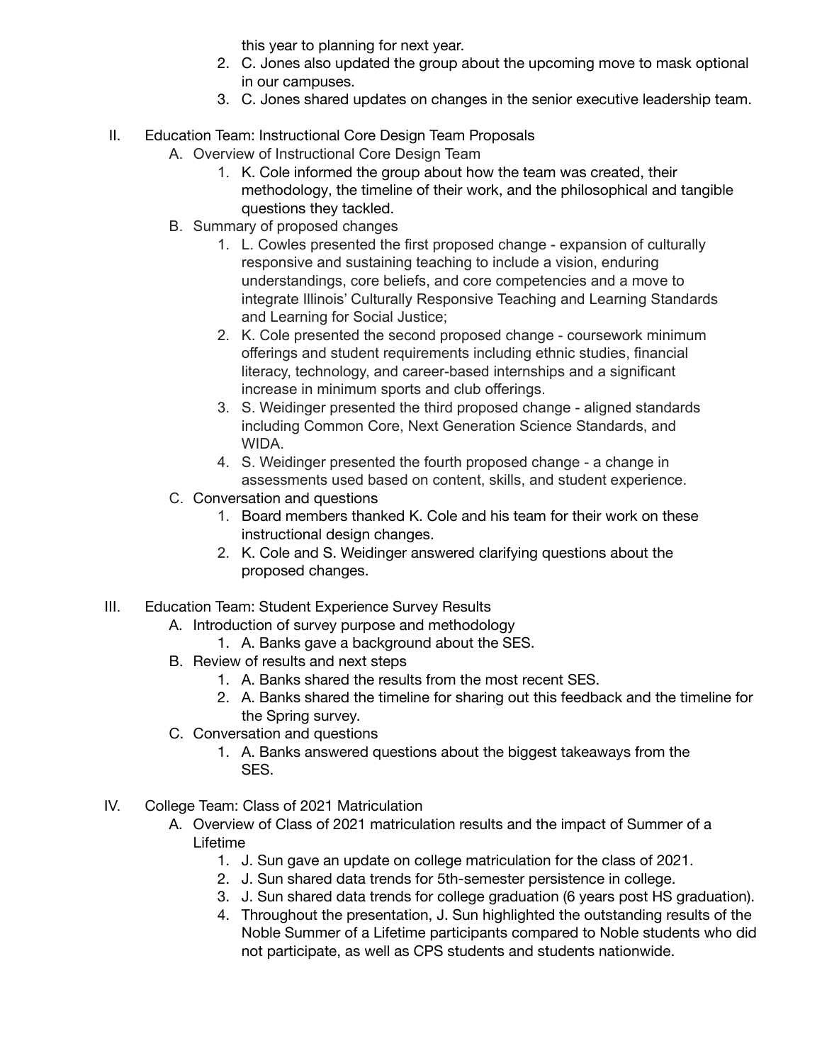this year to planning for next year.

2. C. Jones also updated the group about the upcoming move to mask optional in our campuses.
3. C. Jones shared updates on changes in the senior executive leadership team.

II. Education Team: Instructional Core Design Team Proposals
    A. Overview of Instructional Core Design Team
        1. K. Cole informed the group about how the team was created, their methodology, the timeline of their work, and the philosophical and tangible questions they tackled.
    B. Summary of proposed changes
        1. L. Cowles presented the first proposed change - expansion of culturally responsive and sustaining teaching to include a vision, enduring understandings, core beliefs, and core competencies and a move to integrate Illinois' Culturally Responsive Teaching and Learning Standards and Learning for Social Justice;
        2. K. Cole presented the second proposed change - coursework minimum offerings and student requirements including ethnic studies, financial literacy, technology, and career-based internships and a significant increase in minimum sports and club offerings.
        3. S. Weidinger presented the third proposed change - aligned standards including Common Core, Next Generation Science Standards, and WIDA.
        4. S. Weidinger presented the fourth proposed change - a change in assessments used based on content, skills, and student experience.
    C. Conversation and questions
        1. Board members thanked K. Cole and his team for their work on these instructional design changes.
        2. K. Cole and S. Weidinger answered clarifying questions about the proposed changes.

III. Education Team: Student Experience Survey Results
    A. Introduction of survey purpose and methodology
        1. A. Banks gave a background about the SES.
    B. Review of results and next steps
        1. A. Banks shared the results from the most recent SES.
        2. A. Banks shared the timeline for sharing out this feedback and the timeline for the Spring survey.
    C. Conversation and questions
        1. A. Banks answered questions about the biggest takeaways from the SES.

IV. College Team: Class of 2021 Matriculation
    A. Overview of Class of 2021 matriculation results and the impact of Summer of a Lifetime
        1. J. Sun gave an update on college matriculation for the class of 2021.
        2. J. Sun shared data trends for 5th-semester persistence in college.
        3. J. Sun shared data trends for college graduation (6 years post HS graduation).
        4. Throughout the presentation, J. Sun highlighted the outstanding results of the Noble Summer of a Lifetime participants compared to Noble students who did not participate, as well as CPS students and students nationwide.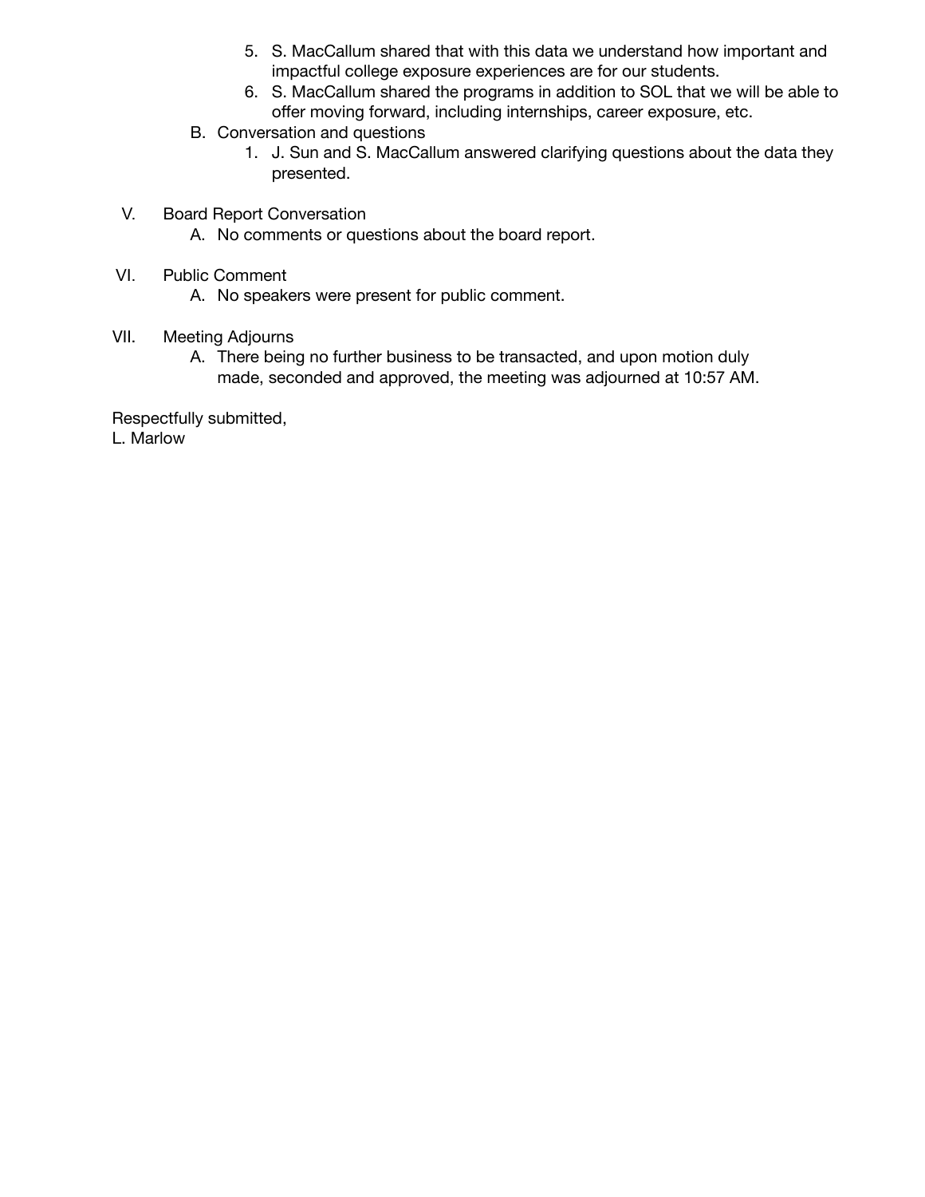5. S. MacCallum shared that with this data we understand how important and impactful college exposure experiences are for our students.
6. S. MacCallum shared the programs in addition to SOL that we will be able to offer moving forward, including internships, career exposure, etc.

B. Conversation and questions

1. J. Sun and S. MacCallum answered clarifying questions about the data they presented.

V. Board Report Conversation

A. No comments or questions about the board report.

VI. Public Comment

A. No speakers were present for public comment.

VII. Meeting Adjourns

A. There being no further business to be transacted, and upon motion duly made, seconded and approved, the meeting was adjourned at 10:57 AM.

Respectfully submitted,
L. Marlow